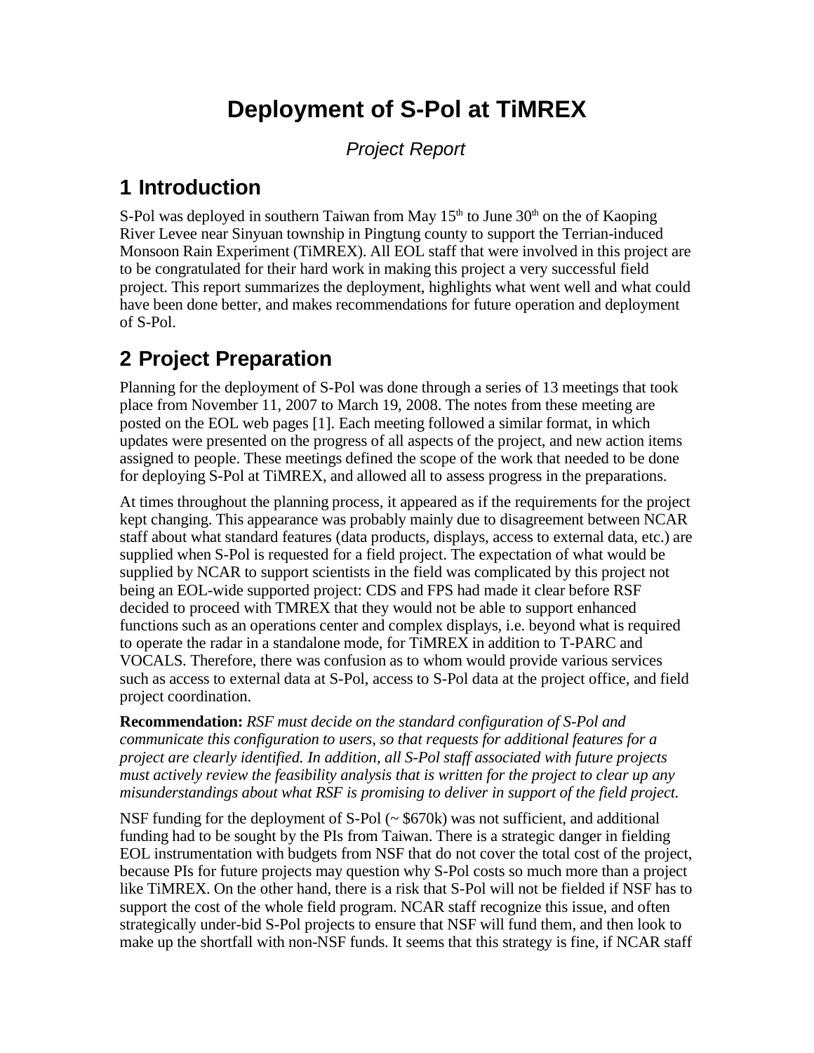# Deployment of S-Pol at TiMREX

*Project Report*

## 1 Introduction

S-Pol was deployed in southern Taiwan from May 15th to June 30th on the of Kaoping River Levee near Sinyuan township in Pingtung county to support the Terrian-induced Monsoon Rain Experiment (TiMREX). All EOL staff that were involved in this project are to be congratulated for their hard work in making this project a very successful field project. This report summarizes the deployment, highlights what went well and what could have been done better, and makes recommendations for future operation and deployment of S-Pol.

## 2 Project Preparation

Planning for the deployment of S-Pol was done through a series of 13 meetings that took place from November 11, 2007 to March 19, 2008. The notes from these meeting are posted on the EOL web pages [1]. Each meeting followed a similar format, in which updates were presented on the progress of all aspects of the project, and new action items assigned to people. These meetings defined the scope of the work that needed to be done for deploying S-Pol at TiMREX, and allowed all to assess progress in the preparations.

At times throughout the planning process, it appeared as if the requirements for the project kept changing. This appearance was probably mainly due to disagreement between NCAR staff about what standard features (data products, displays, access to external data, etc.) are supplied when S-Pol is requested for a field project. The expectation of what would be supplied by NCAR to support scientists in the field was complicated by this project not being an EOL-wide supported project: CDS and FPS had made it clear before RSF decided to proceed with TMREX that they would not be able to support enhanced functions such as an operations center and complex displays, i.e. beyond what is required to operate the radar in a standalone mode, for TiMREX in addition to T-PARC and VOCALS. Therefore, there was confusion as to whom would provide various services such as access to external data at S-Pol, access to S-Pol data at the project office, and field project coordination.

**Recommendation:** *RSF must decide on the standard configuration of S-Pol and communicate this configuration to users, so that requests for additional features for a project are clearly identified. In addition, all S-Pol staff associated with future projects must actively review the feasibility analysis that is written for the project to clear up any misunderstandings about what RSF is promising to deliver in support of the field project.*

NSF funding for the deployment of S-Pol (~ $670k) was not sufficient, and additional funding had to be sought by the PIs from Taiwan. There is a strategic danger in fielding EOL instrumentation with budgets from NSF that do not cover the total cost of the project, because PIs for future projects may question why S-Pol costs so much more than a project like TiMREX. On the other hand, there is a risk that S-Pol will not be fielded if NSF has to support the cost of the whole field program. NCAR staff recognize this issue, and often strategically under-bid S-Pol projects to ensure that NSF will fund them, and then look to make up the shortfall with non-NSF funds. It seems that this strategy is fine, if NCAR staff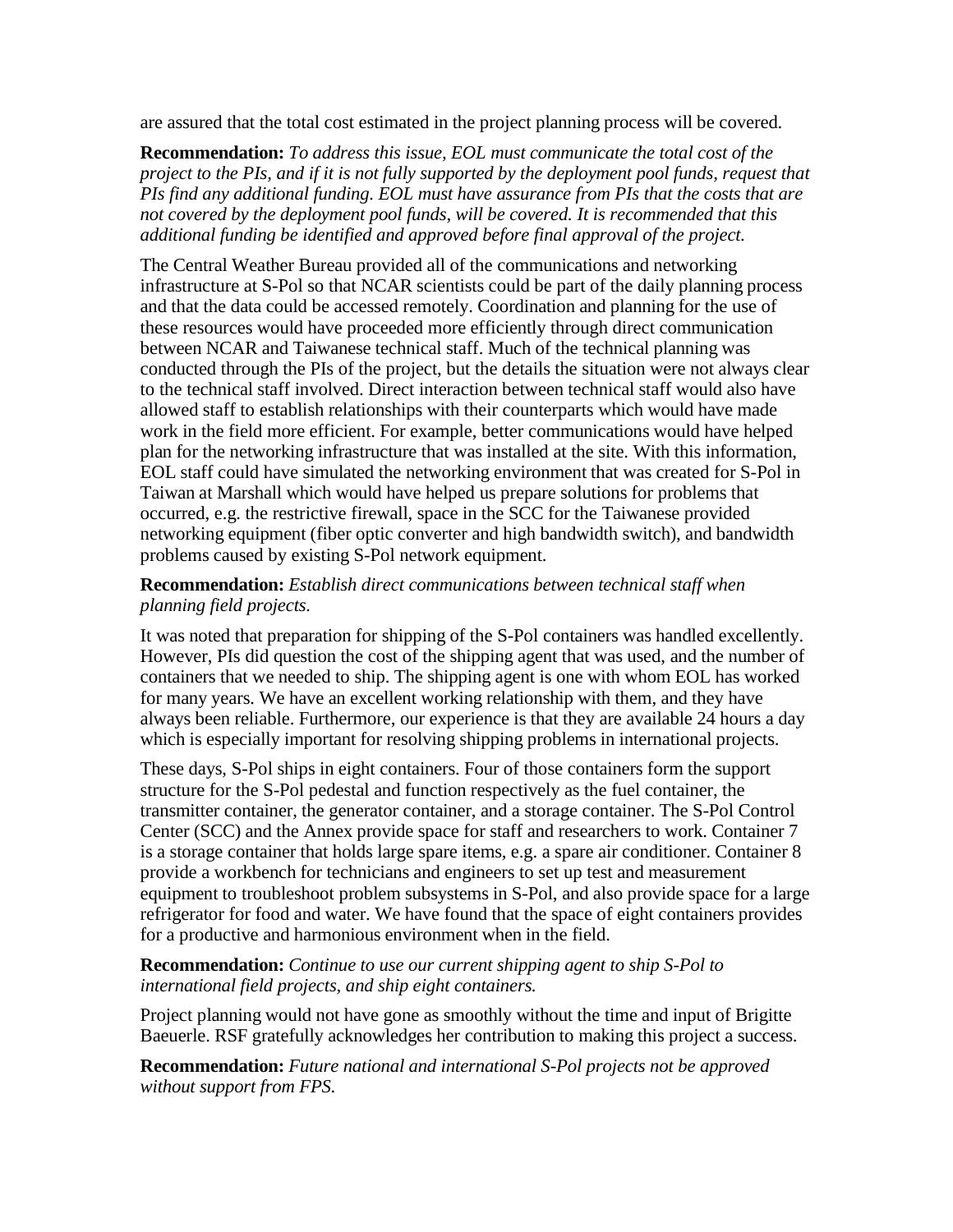are assured that the total cost estimated in the project planning process will be covered.

**Recommendation:** *To address this issue, EOL must communicate the total cost of the project to the PIs, and if it is not fully supported by the deployment pool funds, request that PIs find any additional funding. EOL must have assurance from PIs that the costs that are not covered by the deployment pool funds, will be covered. It is recommended that this additional funding be identified and approved before final approval of the project.*

The Central Weather Bureau provided all of the communications and networking infrastructure at S-Pol so that NCAR scientists could be part of the daily planning process and that the data could be accessed remotely. Coordination and planning for the use of these resources would have proceeded more efficiently through direct communication between NCAR and Taiwanese technical staff. Much of the technical planning was conducted through the PIs of the project, but the details the situation were not always clear to the technical staff involved. Direct interaction between technical staff would also have allowed staff to establish relationships with their counterparts which would have made work in the field more efficient. For example, better communications would have helped plan for the networking infrastructure that was installed at the site. With this information, EOL staff could have simulated the networking environment that was created for S-Pol in Taiwan at Marshall which would have helped us prepare solutions for problems that occurred, e.g. the restrictive firewall, space in the SCC for the Taiwanese provided networking equipment (fiber optic converter and high bandwidth switch), and bandwidth problems caused by existing S-Pol network equipment.

**Recommendation:** *Establish direct communications between technical staff when planning field projects.*

It was noted that preparation for shipping of the S-Pol containers was handled excellently. However, PIs did question the cost of the shipping agent that was used, and the number of containers that we needed to ship. The shipping agent is one with whom EOL has worked for many years. We have an excellent working relationship with them, and they have always been reliable. Furthermore, our experience is that they are available 24 hours a day which is especially important for resolving shipping problems in international projects.

These days, S-Pol ships in eight containers. Four of those containers form the support structure for the S-Pol pedestal and function respectively as the fuel container, the transmitter container, the generator container, and a storage container. The S-Pol Control Center (SCC) and the Annex provide space for staff and researchers to work. Container 7 is a storage container that holds large spare items, e.g. a spare air conditioner. Container 8 provide a workbench for technicians and engineers to set up test and measurement equipment to troubleshoot problem subsystems in S-Pol, and also provide space for a large refrigerator for food and water. We have found that the space of eight containers provides for a productive and harmonious environment when in the field.

**Recommendation:** *Continue to use our current shipping agent to ship S-Pol to international field projects, and ship eight containers.*

Project planning would not have gone as smoothly without the time and input of Brigitte Baeuerle. RSF gratefully acknowledges her contribution to making this project a success.

**Recommendation:** *Future national and international S-Pol projects not be approved without support from FPS.*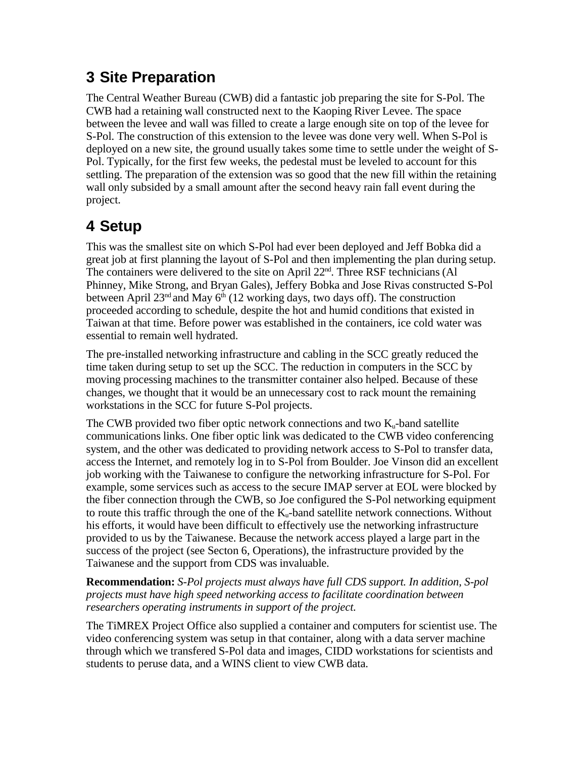# 3 Site Preparation

The Central Weather Bureau (CWB) did a fantastic job preparing the site for S-Pol. The CWB had a retaining wall constructed next to the Kaoping River Levee. The space between the levee and wall was filled to create a large enough site on top of the levee for S-Pol. The construction of this extension to the levee was done very well. When S-Pol is deployed on a new site, the ground usually takes some time to settle under the weight of S-Pol. Typically, for the first few weeks, the pedestal must be leveled to account for this settling. The preparation of the extension was so good that the new fill within the retaining wall only subsided by a small amount after the second heavy rain fall event during the project.

# 4 Setup

This was the smallest site on which S-Pol had ever been deployed and Jeff Bobka did a great job at first planning the layout of S-Pol and then implementing the plan during setup. The containers were delivered to the site on April 22nd. Three RSF technicians (Al Phinney, Mike Strong, and Bryan Gales), Jeffery Bobka and Jose Rivas constructed S-Pol between April 23rd and May 6th (12 working days, two days off). The construction proceeded according to schedule, despite the hot and humid conditions that existed in Taiwan at that time. Before power was established in the containers, ice cold water was essential to remain well hydrated.

The pre-installed networking infrastructure and cabling in the SCC greatly reduced the time taken during setup to set up the SCC. The reduction in computers in the SCC by moving processing machines to the transmitter container also helped. Because of these changes, we thought that it would be an unnecessary cost to rack mount the remaining workstations in the SCC for future S-Pol projects.

The CWB provided two fiber optic network connections and two $K_u$-band satellite communications links. One fiber optic link was dedicated to the CWB video conferencing system, and the other was dedicated to providing network access to S-Pol to transfer data, access the Internet, and remotely log in to S-Pol from Boulder. Joe Vinson did an excellent job working with the Taiwanese to configure the networking infrastructure for S-Pol. For example, some services such as access to the secure IMAP server at EOL were blocked by the fiber connection through the CWB, so Joe configured the S-Pol networking equipment to route this traffic through the one of the $K_u$-band satellite network connections. Without his efforts, it would have been difficult to effectively use the networking infrastructure provided to us by the Taiwanese. Because the network access played a large part in the success of the project (see Secton 6, Operations), the infrastructure provided by the Taiwanese and the support from CDS was invaluable.

**Recommendation:** *S-Pol projects must always have full CDS support. In addition, S-pol projects must have high speed networking access to facilitate coordination between researchers operating instruments in support of the project.*

The TiMREX Project Office also supplied a container and computers for scientist use. The video conferencing system was setup in that container, along with a data server machine through which we transfered S-Pol data and images, CIDD workstations for scientists and students to peruse data, and a WINS client to view CWB data.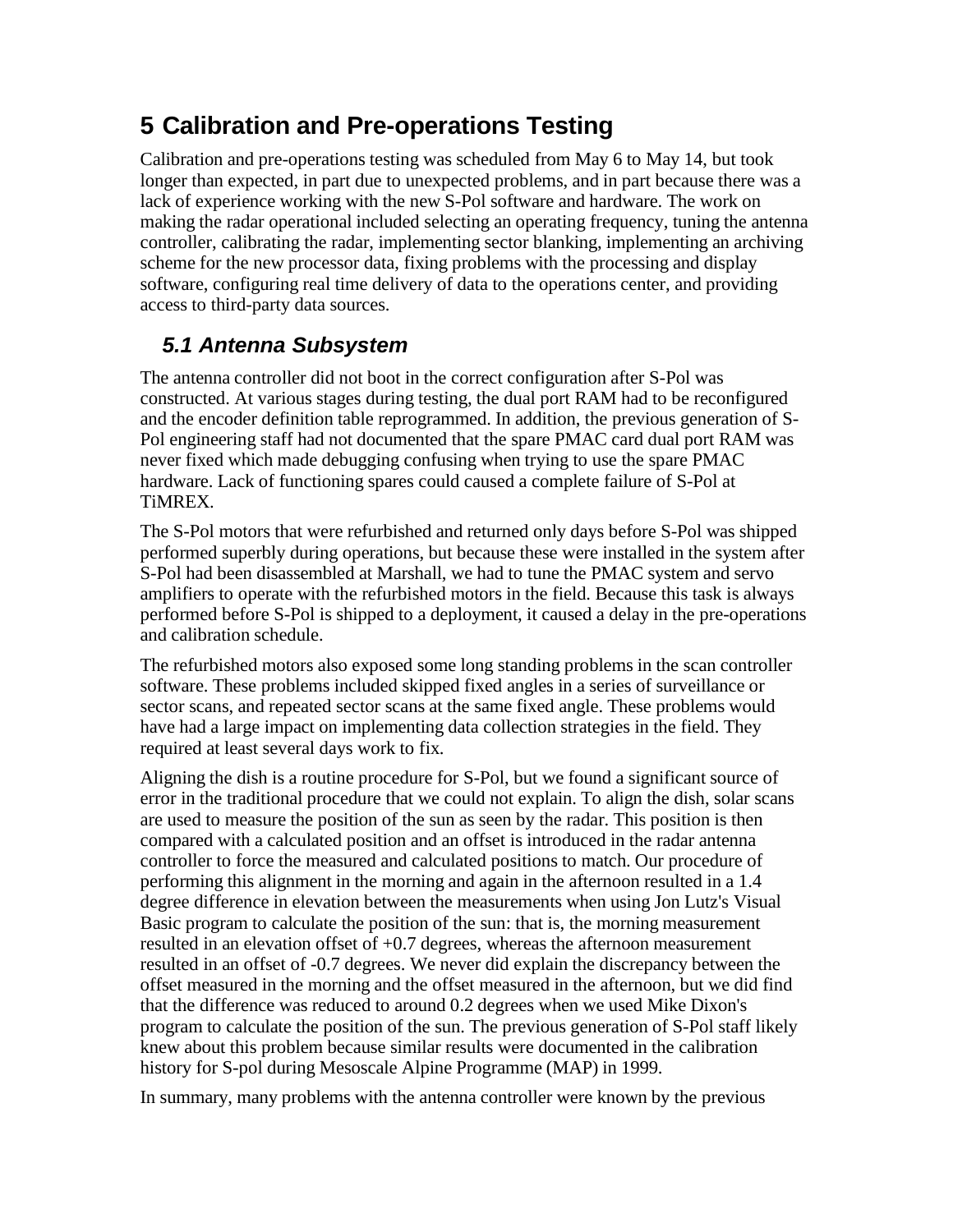# 5 Calibration and Pre-operations Testing

Calibration and pre-operations testing was scheduled from May 6 to May 14, but took longer than expected, in part due to unexpected problems, and in part because there was a lack of experience working with the new S-Pol software and hardware. The work on making the radar operational included selecting an operating frequency, tuning the antenna controller, calibrating the radar, implementing sector blanking, implementing an archiving scheme for the new processor data, fixing problems with the processing and display software, configuring real time delivery of data to the operations center, and providing access to third-party data sources.

## *5.1 Antenna Subsystem*

The antenna controller did not boot in the correct configuration after S-Pol was constructed. At various stages during testing, the dual port RAM had to be reconfigured and the encoder definition table reprogrammed. In addition, the previous generation of S-Pol engineering staff had not documented that the spare PMAC card dual port RAM was never fixed which made debugging confusing when trying to use the spare PMAC hardware. Lack of functioning spares could caused a complete failure of S-Pol at TiMREX.

The S-Pol motors that were refurbished and returned only days before S-Pol was shipped performed superbly during operations, but because these were installed in the system after S-Pol had been disassembled at Marshall, we had to tune the PMAC system and servo amplifiers to operate with the refurbished motors in the field. Because this task is always performed before S-Pol is shipped to a deployment, it caused a delay in the pre-operations and calibration schedule.

The refurbished motors also exposed some long standing problems in the scan controller software. These problems included skipped fixed angles in a series of surveillance or sector scans, and repeated sector scans at the same fixed angle. These problems would have had a large impact on implementing data collection strategies in the field. They required at least several days work to fix.

Aligning the dish is a routine procedure for S-Pol, but we found a significant source of error in the traditional procedure that we could not explain. To align the dish, solar scans are used to measure the position of the sun as seen by the radar. This position is then compared with a calculated position and an offset is introduced in the radar antenna controller to force the measured and calculated positions to match. Our procedure of performing this alignment in the morning and again in the afternoon resulted in a 1.4 degree difference in elevation between the measurements when using Jon Lutz's Visual Basic program to calculate the position of the sun: that is, the morning measurement resulted in an elevation offset of +0.7 degrees, whereas the afternoon measurement resulted in an offset of -0.7 degrees. We never did explain the discrepancy between the offset measured in the morning and the offset measured in the afternoon, but we did find that the difference was reduced to around 0.2 degrees when we used Mike Dixon's program to calculate the position of the sun. The previous generation of S-Pol staff likely knew about this problem because similar results were documented in the calibration history for S-pol during Mesoscale Alpine Programme (MAP) in 1999.

In summary, many problems with the antenna controller were known by the previous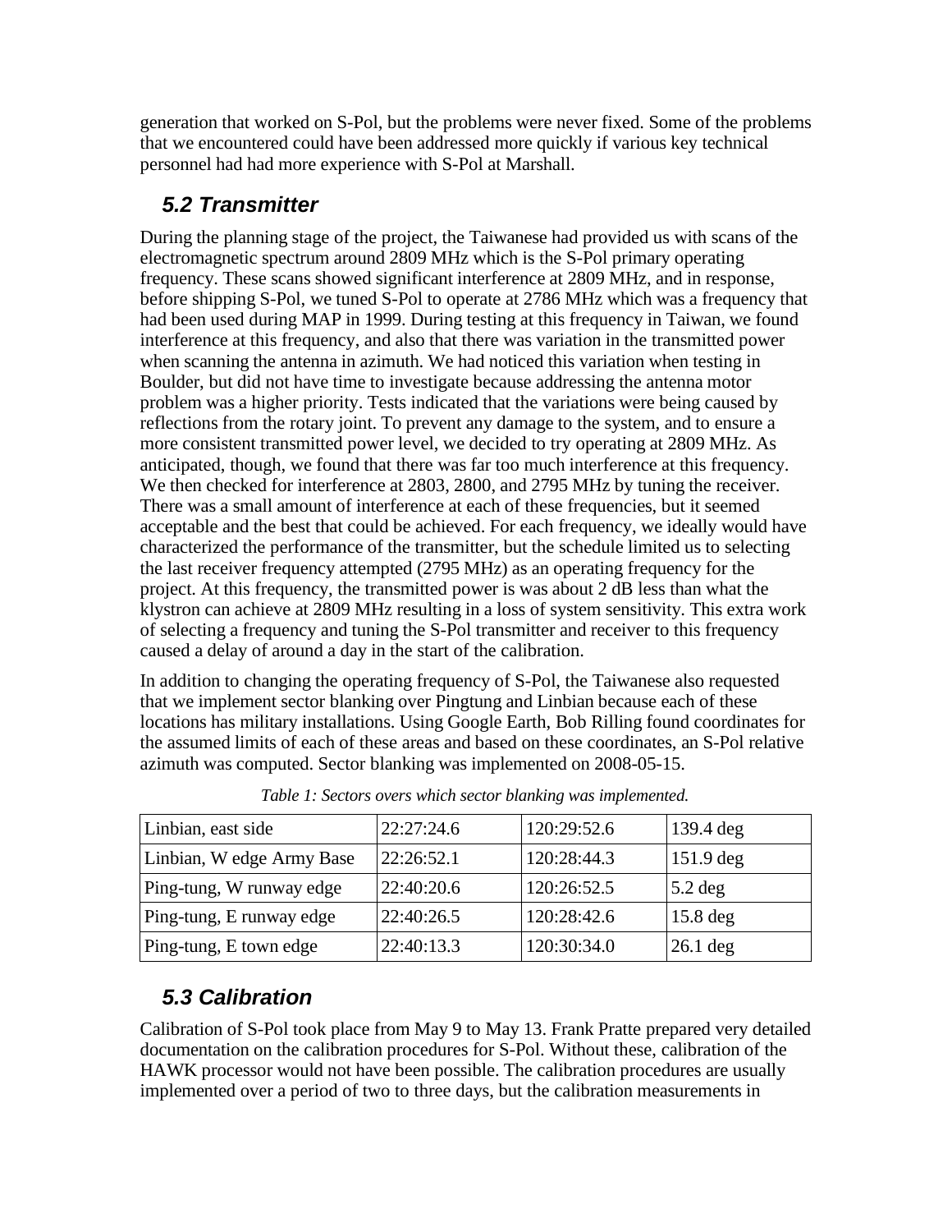generation that worked on S-Pol, but the problems were never fixed. Some of the problems that we encountered could have been addressed more quickly if various key technical personnel had had more experience with S-Pol at Marshall.

### *5.2 Transmitter*

During the planning stage of the project, the Taiwanese had provided us with scans of the electromagnetic spectrum around 2809 MHz which is the S-Pol primary operating frequency. These scans showed significant interference at 2809 MHz, and in response, before shipping S-Pol, we tuned S-Pol to operate at 2786 MHz which was a frequency that had been used during MAP in 1999. During testing at this frequency in Taiwan, we found interference at this frequency, and also that there was variation in the transmitted power when scanning the antenna in azimuth. We had noticed this variation when testing in Boulder, but did not have time to investigate because addressing the antenna motor problem was a higher priority. Tests indicated that the variations were being caused by reflections from the rotary joint. To prevent any damage to the system, and to ensure a more consistent transmitted power level, we decided to try operating at 2809 MHz. As anticipated, though, we found that there was far too much interference at this frequency. We then checked for interference at 2803, 2800, and 2795 MHz by tuning the receiver. There was a small amount of interference at each of these frequencies, but it seemed acceptable and the best that could be achieved. For each frequency, we ideally would have characterized the performance of the transmitter, but the schedule limited us to selecting the last receiver frequency attempted (2795 MHz) as an operating frequency for the project. At this frequency, the transmitted power is was about 2 dB less than what the klystron can achieve at 2809 MHz resulting in a loss of system sensitivity. This extra work of selecting a frequency and tuning the S-Pol transmitter and receiver to this frequency caused a delay of around a day in the start of the calibration.

In addition to changing the operating frequency of S-Pol, the Taiwanese also requested that we implement sector blanking over Pingtung and Linbian because each of these locations has military installations. Using Google Earth, Bob Rilling found coordinates for the assumed limits of each of these areas and based on these coordinates, an S-Pol relative azimuth was computed. Sector blanking was implemented on 2008-05-15.

*Table 1: Sectors overs which sector blanking was implemented.*

| | | | |
|---|---|---|---|
| Linbian, east side | 22:27:24.6 | 120:29:52.6 | 139.4 deg |
| Linbian, W edge Army Base | 22:26:52.1 | 120:28:44.3 | 151.9 deg |
| Ping-tung, W runway edge | 22:40:20.6 | 120:26:52.5 | 5.2 deg |
| Ping-tung, E runway edge | 22:40:26.5 | 120:28:42.6 | 15.8 deg |
| Ping-tung, E town edge | 22:40:13.3 | 120:30:34.0 | 26.1 deg |

### *5.3 Calibration*

Calibration of S-Pol took place from May 9 to May 13. Frank Pratte prepared very detailed documentation on the calibration procedures for S-Pol. Without these, calibration of the HAWK processor would not have been possible. The calibration procedures are usually implemented over a period of two to three days, but the calibration measurements in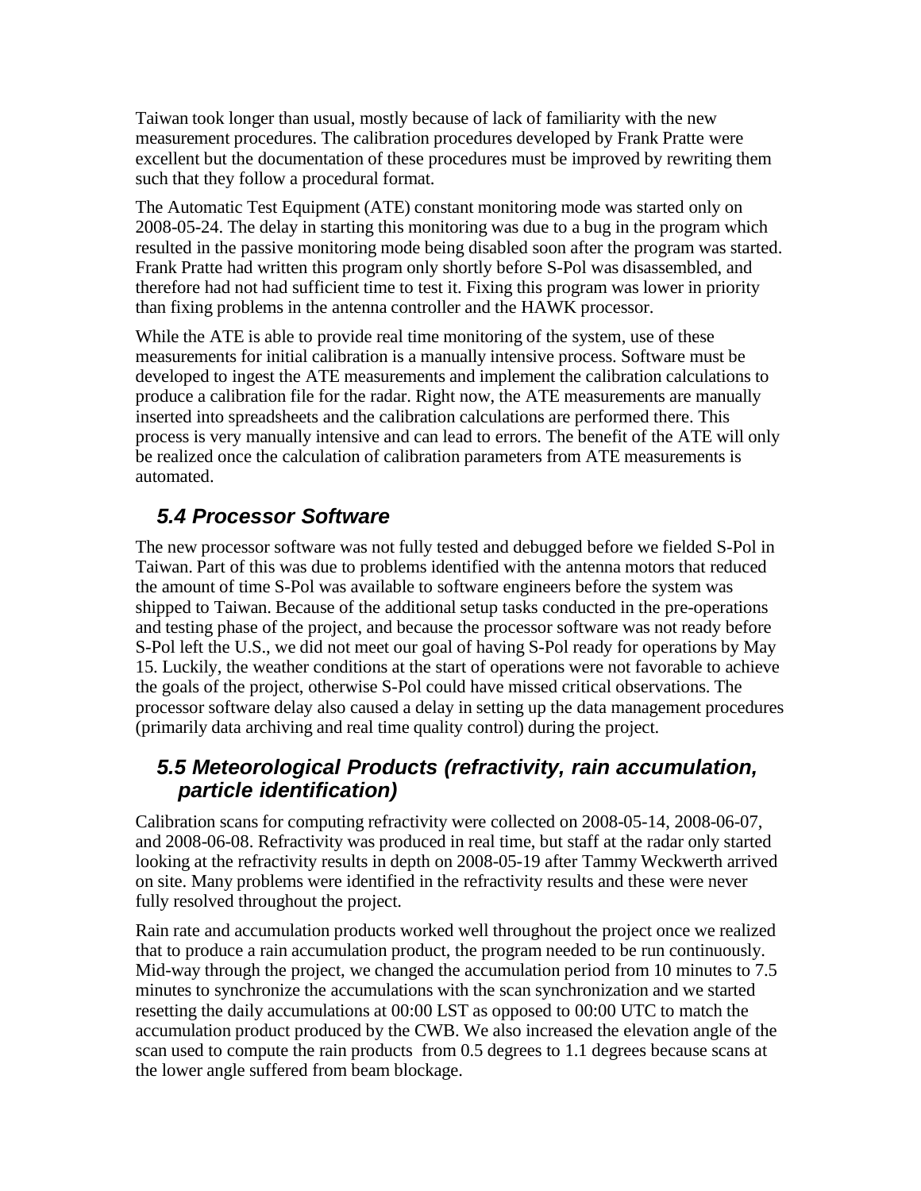Taiwan took longer than usual, mostly because of lack of familiarity with the new measurement procedures. The calibration procedures developed by Frank Pratte were excellent but the documentation of these procedures must be improved by rewriting them such that they follow a procedural format.

The Automatic Test Equipment (ATE) constant monitoring mode was started only on 2008-05-24. The delay in starting this monitoring was due to a bug in the program which resulted in the passive monitoring mode being disabled soon after the program was started. Frank Pratte had written this program only shortly before S-Pol was disassembled, and therefore had not had sufficient time to test it. Fixing this program was lower in priority than fixing problems in the antenna controller and the HAWK processor.

While the ATE is able to provide real time monitoring of the system, use of these measurements for initial calibration is a manually intensive process. Software must be developed to ingest the ATE measurements and implement the calibration calculations to produce a calibration file for the radar. Right now, the ATE measurements are manually inserted into spreadsheets and the calibration calculations are performed there. This process is very manually intensive and can lead to errors. The benefit of the ATE will only be realized once the calculation of calibration parameters from ATE measurements is automated.

## *5.4 Processor Software*

The new processor software was not fully tested and debugged before we fielded S-Pol in Taiwan. Part of this was due to problems identified with the antenna motors that reduced the amount of time S-Pol was available to software engineers before the system was shipped to Taiwan. Because of the additional setup tasks conducted in the pre-operations and testing phase of the project, and because the processor software was not ready before S-Pol left the U.S., we did not meet our goal of having S-Pol ready for operations by May 15. Luckily, the weather conditions at the start of operations were not favorable to achieve the goals of the project, otherwise S-Pol could have missed critical observations. The processor software delay also caused a delay in setting up the data management procedures (primarily data archiving and real time quality control) during the project.

## *5.5 Meteorological Products (refractivity, rain accumulation, particle identification)*

Calibration scans for computing refractivity were collected on 2008-05-14, 2008-06-07, and 2008-06-08. Refractivity was produced in real time, but staff at the radar only started looking at the refractivity results in depth on 2008-05-19 after Tammy Weckwerth arrived on site. Many problems were identified in the refractivity results and these were never fully resolved throughout the project.

Rain rate and accumulation products worked well throughout the project once we realized that to produce a rain accumulation product, the program needed to be run continuously. Mid-way through the project, we changed the accumulation period from 10 minutes to 7.5 minutes to synchronize the accumulations with the scan synchronization and we started resetting the daily accumulations at 00:00 LST as opposed to 00:00 UTC to match the accumulation product produced by the CWB. We also increased the elevation angle of the scan used to compute the rain products from 0.5 degrees to 1.1 degrees because scans at the lower angle suffered from beam blockage.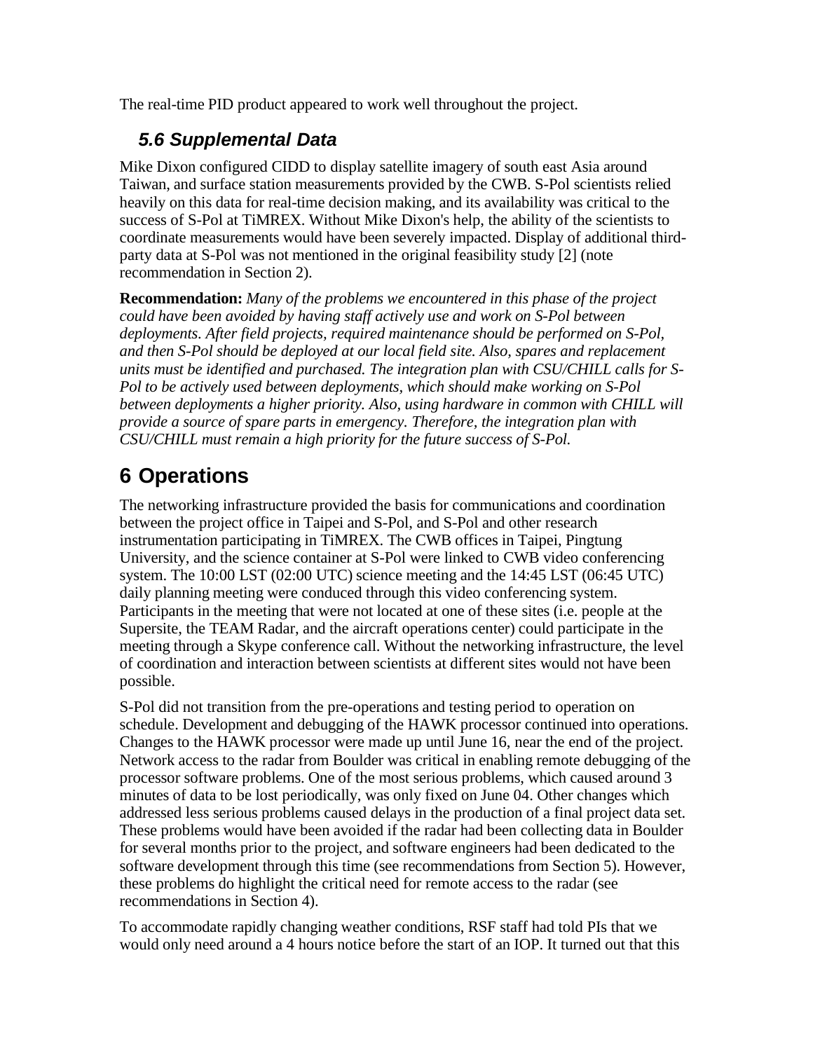The real-time PID product appeared to work well throughout the project.

### 5.6 Supplemental Data

Mike Dixon configured CIDD to display satellite imagery of south east Asia around Taiwan, and surface station measurements provided by the CWB. S-Pol scientists relied heavily on this data for real-time decision making, and its availability was critical to the success of S-Pol at TiMREX. Without Mike Dixon's help, the ability of the scientists to coordinate measurements would have been severely impacted. Display of additional third-party data at S-Pol was not mentioned in the original feasibility study [2] (note recommendation in Section 2).

**Recommendation:** *Many of the problems we encountered in this phase of the project could have been avoided by having staff actively use and work on S-Pol between deployments. After field projects, required maintenance should be performed on S-Pol, and then S-Pol should be deployed at our local field site. Also, spares and replacement units must be identified and purchased. The integration plan with CSU/CHILL calls for S-Pol to be actively used between deployments, which should make working on S-Pol between deployments a higher priority. Also, using hardware in common with CHILL will provide a source of spare parts in emergency. Therefore, the integration plan with CSU/CHILL must remain a high priority for the future success of S-Pol.*

## 6 Operations

The networking infrastructure provided the basis for communications and coordination between the project office in Taipei and S-Pol, and S-Pol and other research instrumentation participating in TiMREX. The CWB offices in Taipei, Pingtung University, and the science container at S-Pol were linked to CWB video conferencing system. The 10:00 LST (02:00 UTC) science meeting and the 14:45 LST (06:45 UTC) daily planning meeting were conduced through this video conferencing system. Participants in the meeting that were not located at one of these sites (i.e. people at the Supersite, the TEAM Radar, and the aircraft operations center) could participate in the meeting through a Skype conference call. Without the networking infrastructure, the level of coordination and interaction between scientists at different sites would not have been possible.

S-Pol did not transition from the pre-operations and testing period to operation on schedule. Development and debugging of the HAWK processor continued into operations. Changes to the HAWK processor were made up until June 16, near the end of the project. Network access to the radar from Boulder was critical in enabling remote debugging of the processor software problems. One of the most serious problems, which caused around 3 minutes of data to be lost periodically, was only fixed on June 04. Other changes which addressed less serious problems caused delays in the production of a final project data set. These problems would have been avoided if the radar had been collecting data in Boulder for several months prior to the project, and software engineers had been dedicated to the software development through this time (see recommendations from Section 5). However, these problems do highlight the critical need for remote access to the radar (see recommendations in Section 4).

To accommodate rapidly changing weather conditions, RSF staff had told PIs that we would only need around a 4 hours notice before the start of an IOP. It turned out that this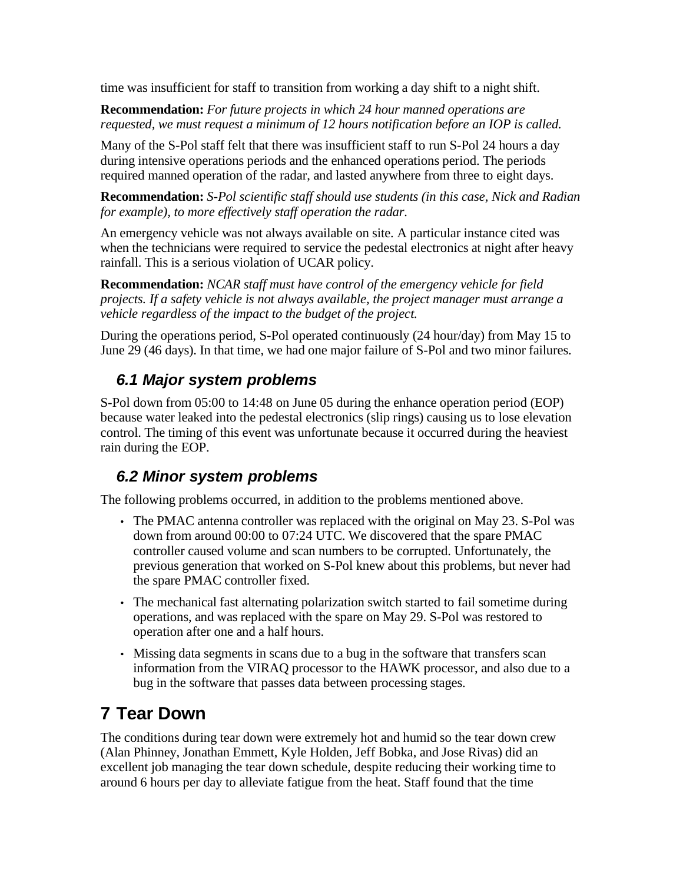time was insufficient for staff to transition from working a day shift to a night shift.

**Recommendation:** *For future projects in which 24 hour manned operations are requested, we must request a minimum of 12 hours notification before an IOP is called.*

Many of the S-Pol staff felt that there was insufficient staff to run S-Pol 24 hours a day during intensive operations periods and the enhanced operations period. The periods required manned operation of the radar, and lasted anywhere from three to eight days.

**Recommendation:** *S-Pol scientific staff should use students (in this case, Nick and Radian for example), to more effectively staff operation the radar.*

An emergency vehicle was not always available on site. A particular instance cited was when the technicians were required to service the pedestal electronics at night after heavy rainfall. This is a serious violation of UCAR policy.

**Recommendation:** *NCAR staff must have control of the emergency vehicle for field projects. If a safety vehicle is not always available, the project manager must arrange a vehicle regardless of the impact to the budget of the project.*

During the operations period, S-Pol operated continuously (24 hour/day) from May 15 to June 29 (46 days). In that time, we had one major failure of S-Pol and two minor failures.

### *6.1 Major system problems*

S-Pol down from 05:00 to 14:48 on June 05 during the enhance operation period (EOP) because water leaked into the pedestal electronics (slip rings) causing us to lose elevation control. The timing of this event was unfortunate because it occurred during the heaviest rain during the EOP.

### *6.2 Minor system problems*

The following problems occurred, in addition to the problems mentioned above.

- The PMAC antenna controller was replaced with the original on May 23. S-Pol was down from around 00:00 to 07:24 UTC. We discovered that the spare PMAC controller caused volume and scan numbers to be corrupted. Unfortunately, the previous generation that worked on S-Pol knew about this problems, but never had the spare PMAC controller fixed.
- The mechanical fast alternating polarization switch started to fail sometime during operations, and was replaced with the spare on May 29. S-Pol was restored to operation after one and a half hours.
- Missing data segments in scans due to a bug in the software that transfers scan information from the VIRAQ processor to the HAWK processor, and also due to a bug in the software that passes data between processing stages.

## 7 Tear Down

The conditions during tear down were extremely hot and humid so the tear down crew (Alan Phinney, Jonathan Emmett, Kyle Holden, Jeff Bobka, and Jose Rivas) did an excellent job managing the tear down schedule, despite reducing their working time to around 6 hours per day to alleviate fatigue from the heat. Staff found that the time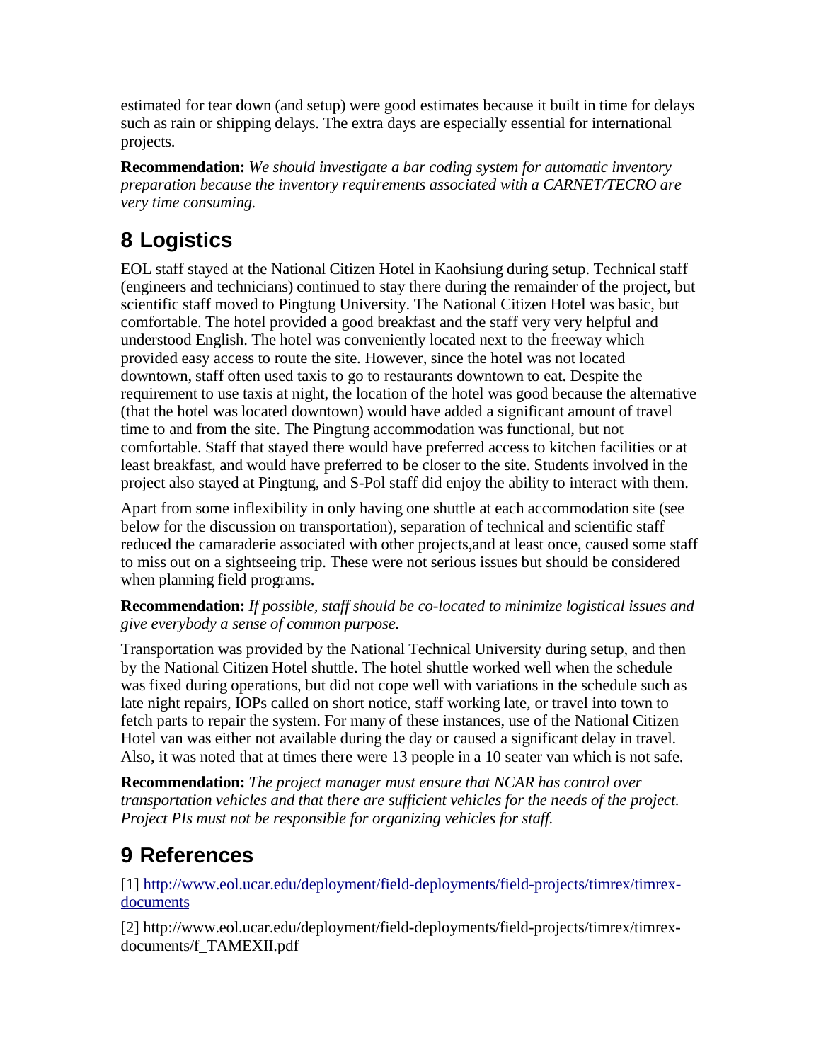estimated for tear down (and setup) were good estimates because it built in time for delays such as rain or shipping delays. The extra days are especially essential for international projects.

**Recommendation:** *We should investigate a bar coding system for automatic inventory preparation because the inventory requirements associated with a CARNET/TECRO are very time consuming.*

# 8 Logistics

EOL staff stayed at the National Citizen Hotel in Kaohsiung during setup. Technical staff (engineers and technicians) continued to stay there during the remainder of the project, but scientific staff moved to Pingtung University. The National Citizen Hotel was basic, but comfortable. The hotel provided a good breakfast and the staff very very helpful and understood English. The hotel was conveniently located next to the freeway which provided easy access to route the site. However, since the hotel was not located downtown, staff often used taxis to go to restaurants downtown to eat. Despite the requirement to use taxis at night, the location of the hotel was good because the alternative (that the hotel was located downtown) would have added a significant amount of travel time to and from the site. The Pingtung accommodation was functional, but not comfortable. Staff that stayed there would have preferred access to kitchen facilities or at least breakfast, and would have preferred to be closer to the site. Students involved in the project also stayed at Pingtung, and S-Pol staff did enjoy the ability to interact with them.

Apart from some inflexibility in only having one shuttle at each accommodation site (see below for the discussion on transportation), separation of technical and scientific staff reduced the camaraderie associated with other projects,and at least once, caused some staff to miss out on a sightseeing trip. These were not serious issues but should be considered when planning field programs.

**Recommendation:** *If possible, staff should be co-located to minimize logistical issues and give everybody a sense of common purpose.*

Transportation was provided by the National Technical University during setup, and then by the National Citizen Hotel shuttle. The hotel shuttle worked well when the schedule was fixed during operations, but did not cope well with variations in the schedule such as late night repairs, IOPs called on short notice, staff working late, or travel into town to fetch parts to repair the system. For many of these instances, use of the National Citizen Hotel van was either not available during the day or caused a significant delay in travel. Also, it was noted that at times there were 13 people in a 10 seater van which is not safe.

**Recommendation:** *The project manager must ensure that NCAR has control over transportation vehicles and that there are sufficient vehicles for the needs of the project. Project PIs must not be responsible for organizing vehicles for staff.*

# 9 References

[1] http://www.eol.ucar.edu/deployment/field-deployments/field-projects/timrex/timrex-documents

[2] http://www.eol.ucar.edu/deployment/field-deployments/field-projects/timrex/timrex-documents/f_TAMEXII.pdf